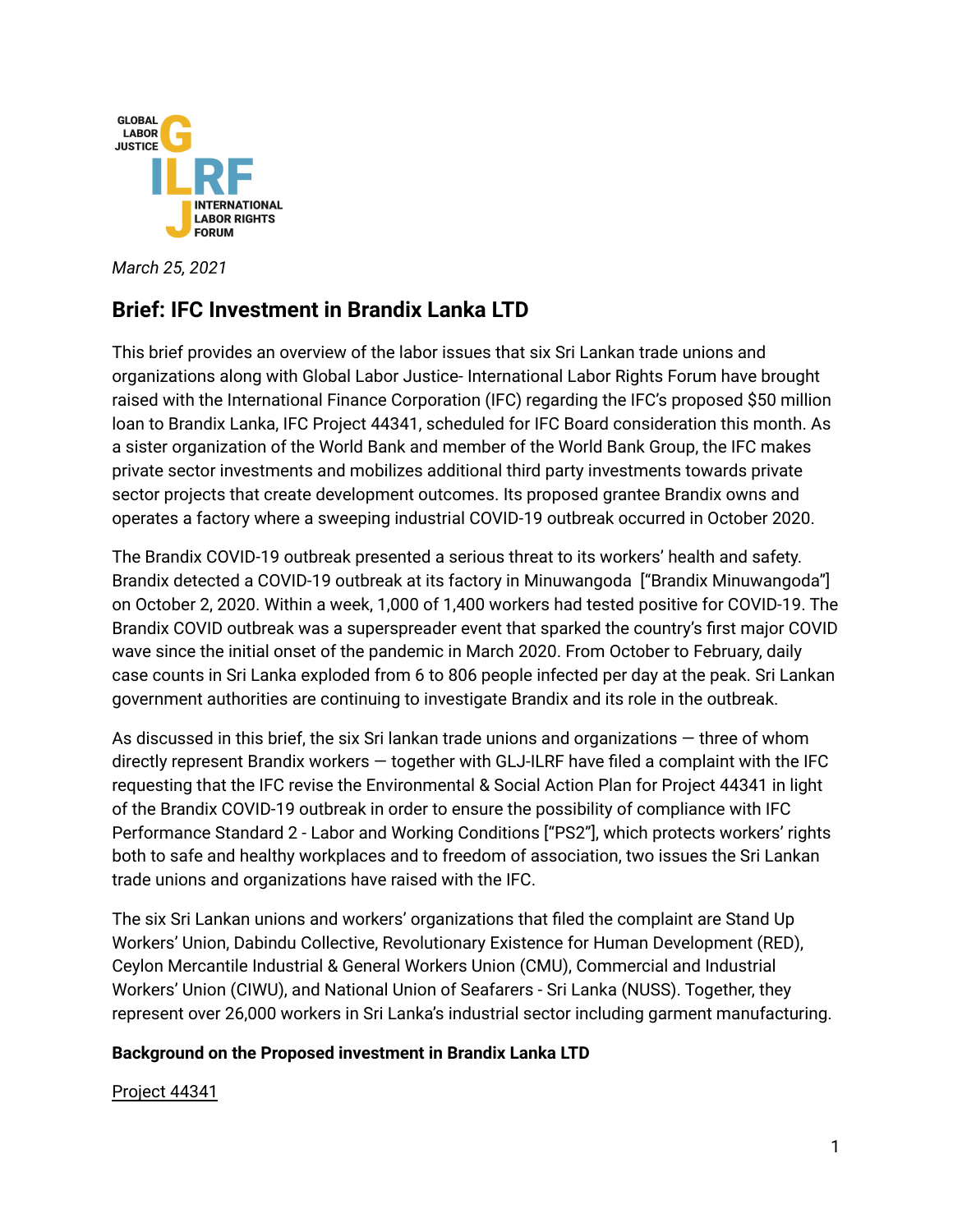GLOBAL LABOR JUSTICE
ILRF
INTERNATIONAL LABOR RIGHTS FORUM

*March 25, 2021*

## Brief: IFC Investment in Brandix Lanka LTD

This brief provides an overview of the labor issues that six Sri Lankan trade unions and organizations along with Global Labor Justice- International Labor Rights Forum have brought raised with the International Finance Corporation (IFC) regarding the IFC's proposed $50 million loan to Brandix Lanka, IFC Project 44341, scheduled for IFC Board consideration this month. As a sister organization of the World Bank and member of the World Bank Group, the IFC makes private sector investments and mobilizes additional third party investments towards private sector projects that create development outcomes. Its proposed grantee Brandix owns and operates a factory where a sweeping industrial COVID-19 outbreak occurred in October 2020.

The Brandix COVID-19 outbreak presented a serious threat to its workers' health and safety. Brandix detected a COVID-19 outbreak at its factory in Minuwangoda ["Brandix Minuwangoda"] on October 2, 2020. Within a week, 1,000 of 1,400 workers had tested positive for COVID-19. The Brandix COVID outbreak was a superspreader event that sparked the country's first major COVID wave since the initial onset of the pandemic in March 2020. From October to February, daily case counts in Sri Lanka exploded from 6 to 806 people infected per day at the peak. Sri Lankan government authorities are continuing to investigate Brandix and its role in the outbreak.

As discussed in this brief, the six Sri lankan trade unions and organizations — three of whom directly represent Brandix workers — together with GLJ-ILRF have filed a complaint with the IFC requesting that the IFC revise the Environmental & Social Action Plan for Project 44341 in light of the Brandix COVID-19 outbreak in order to ensure the possibility of compliance with IFC Performance Standard 2 - Labor and Working Conditions ["PS2"], which protects workers' rights both to safe and healthy workplaces and to freedom of association, two issues the Sri Lankan trade unions and organizations have raised with the IFC.

The six Sri Lankan unions and workers' organizations that filed the complaint are Stand Up Workers' Union, Dabindu Collective, Revolutionary Existence for Human Development (RED), Ceylon Mercantile Industrial & General Workers Union (CMU), Commercial and Industrial Workers' Union (CIWU), and National Union of Seafarers - Sri Lanka (NUSS). Together, they represent over 26,000 workers in Sri Lanka's industrial sector including garment manufacturing.

**Background on the Proposed investment in Brandix Lanka LTD**

Project 44341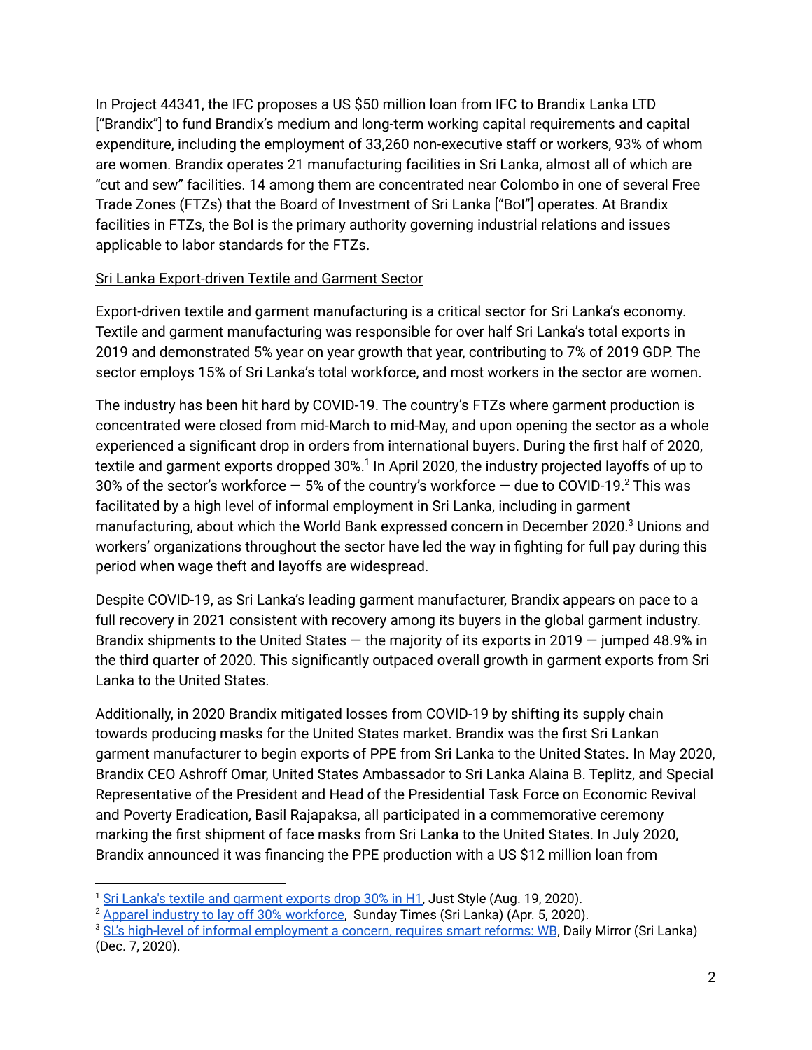In Project 44341, the IFC proposes a US $50 million loan from IFC to Brandix Lanka LTD ["Brandix"] to fund Brandix's medium and long-term working capital requirements and capital expenditure, including the employment of 33,260 non-executive staff or workers, 93% of whom are women. Brandix operates 21 manufacturing facilities in Sri Lanka, almost all of which are "cut and sew" facilities. 14 among them are concentrated near Colombo in one of several Free Trade Zones (FTZs) that the Board of Investment of Sri Lanka ["BoI"] operates. At Brandix facilities in FTZs, the BoI is the primary authority governing industrial relations and issues applicable to labor standards for the FTZs.

## Sri Lanka Export-driven Textile and Garment Sector

Export-driven textile and garment manufacturing is a critical sector for Sri Lanka's economy. Textile and garment manufacturing was responsible for over half Sri Lanka's total exports in 2019 and demonstrated 5% year on year growth that year, contributing to 7% of 2019 GDP. The sector employs 15% of Sri Lanka's total workforce, and most workers in the sector are women.

The industry has been hit hard by COVID-19. The country's FTZs where garment production is concentrated were closed from mid-March to mid-May, and upon opening the sector as a whole experienced a significant drop in orders from international buyers. During the first half of 2020, textile and garment exports dropped 30%.[1] In April 2020, the industry projected layoffs of up to 30% of the sector's workforce — 5% of the country's workforce — due to COVID-19.[2] This was facilitated by a high level of informal employment in Sri Lanka, including in garment manufacturing, about which the World Bank expressed concern in December 2020.[3] Unions and workers' organizations throughout the sector have led the way in fighting for full pay during this period when wage theft and layoffs are widespread.

Despite COVID-19, as Sri Lanka's leading garment manufacturer, Brandix appears on pace to a full recovery in 2021 consistent with recovery among its buyers in the global garment industry. Brandix shipments to the United States — the majority of its exports in 2019 — jumped 48.9% in the third quarter of 2020. This significantly outpaced overall growth in garment exports from Sri Lanka to the United States.

Additionally, in 2020 Brandix mitigated losses from COVID-19 by shifting its supply chain towards producing masks for the United States market. Brandix was the first Sri Lankan garment manufacturer to begin exports of PPE from Sri Lanka to the United States. In May 2020, Brandix CEO Ashroff Omar, United States Ambassador to Sri Lanka Alaina B. Teplitz, and Special Representative of the President and Head of the Presidential Task Force on Economic Revival and Poverty Eradication, Basil Rajapaksa, all participated in a commemorative ceremony marking the first shipment of face masks from Sri Lanka to the United States. In July 2020, Brandix announced it was financing the PPE production with a US $12 million loan from

---

[1] Sri Lanka's textile and garment exports drop 30% in H1, Just Style (Aug. 19, 2020).

[2] Apparel industry to lay off 30% workforce, Sunday Times (Sri Lanka) (Apr. 5, 2020).

[3] SL's high-level of informal employment a concern, requires smart reforms: WB, Daily Mirror (Sri Lanka) (Dec. 7, 2020).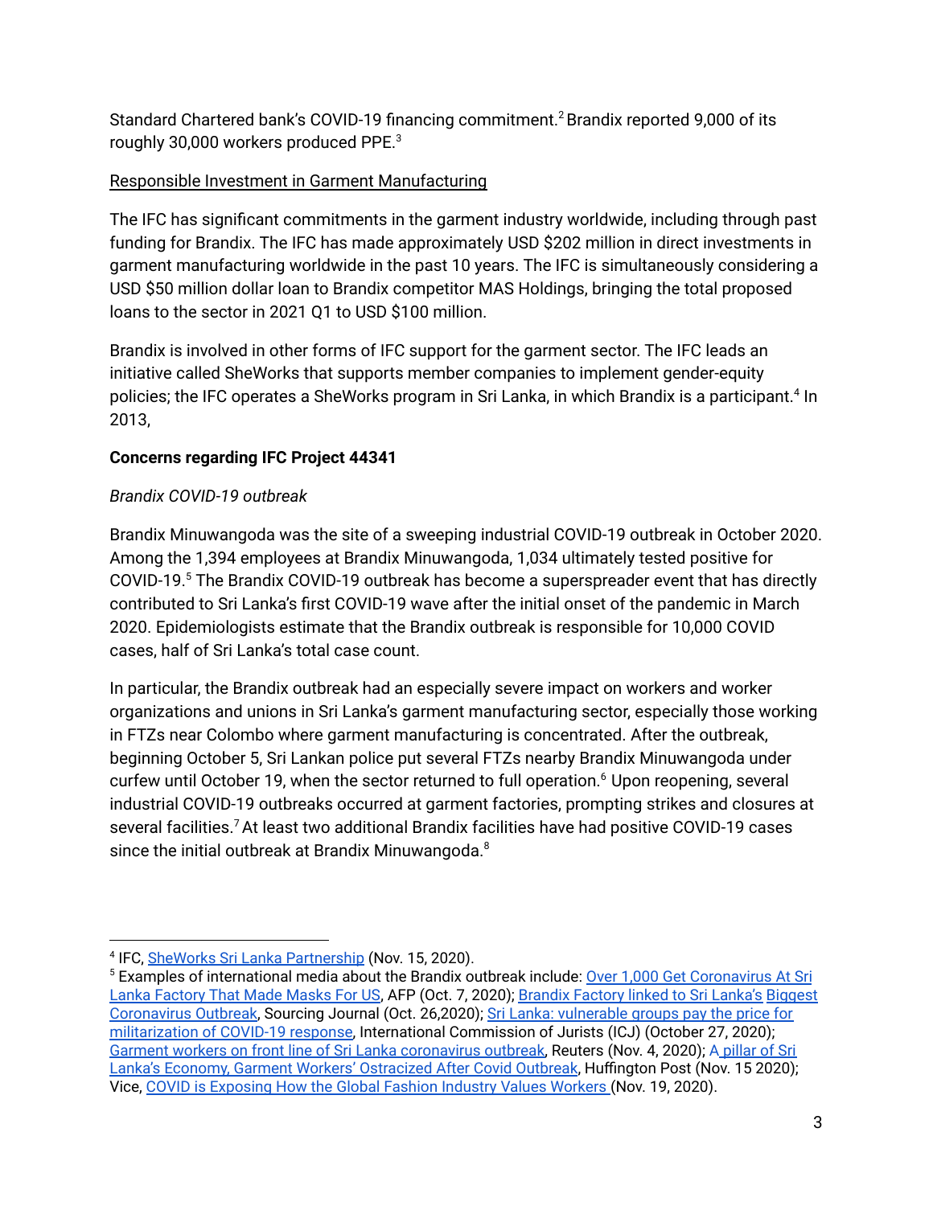Standard Chartered bank's COVID-19 financing commitment.[2] Brandix reported 9,000 of its roughly 30,000 workers produced PPE.[3]

Responsible Investment in Garment Manufacturing

The IFC has significant commitments in the garment industry worldwide, including through past funding for Brandix. The IFC has made approximately USD $202 million in direct investments in garment manufacturing worldwide in the past 10 years. The IFC is simultaneously considering a USD $50 million dollar loan to Brandix competitor MAS Holdings, bringing the total proposed loans to the sector in 2021 Q1 to USD $100 million.

Brandix is involved in other forms of IFC support for the garment sector. The IFC leads an initiative called SheWorks that supports member companies to implement gender-equity policies; the IFC operates a SheWorks program in Sri Lanka, in which Brandix is a participant.[4] In 2013,

**Concerns regarding IFC Project 44341**

*Brandix COVID-19 outbreak*

Brandix Minuwangoda was the site of a sweeping industrial COVID-19 outbreak in October 2020. Among the 1,394 employees at Brandix Minuwangoda, 1,034 ultimately tested positive for COVID-19.[5] The Brandix COVID-19 outbreak has become a superspreader event that has directly contributed to Sri Lanka's first COVID-19 wave after the initial onset of the pandemic in March 2020. Epidemiologists estimate that the Brandix outbreak is responsible for 10,000 COVID cases, half of Sri Lanka's total case count.

In particular, the Brandix outbreak had an especially severe impact on workers and worker organizations and unions in Sri Lanka's garment manufacturing sector, especially those working in FTZs near Colombo where garment manufacturing is concentrated. After the outbreak, beginning October 5, Sri Lankan police put several FTZs nearby Brandix Minuwangoda under curfew until October 19, when the sector returned to full operation.[6] Upon reopening, several industrial COVID-19 outbreaks occurred at garment factories, prompting strikes and closures at several facilities.[7] At least two additional Brandix facilities have had positive COVID-19 cases since the initial outbreak at Brandix Minuwangoda.[8]

---

[4] IFC, SheWorks Sri Lanka Partnership (Nov. 15, 2020).

[5] Examples of international media about the Brandix outbreak include: Over 1,000 Get Coronavirus At Sri Lanka Factory That Made Masks For US, AFP (Oct. 7, 2020); Brandix Factory linked to Sri Lanka's Biggest Coronavirus Outbreak, Sourcing Journal (Oct. 26,2020); Sri Lanka: vulnerable groups pay the price for militarization of COVID-19 response, International Commission of Jurists (ICJ) (October 27, 2020); Garment workers on front line of Sri Lanka coronavirus outbreak, Reuters (Nov. 4, 2020); A pillar of Sri Lanka's Economy, Garment Workers' Ostracized After Covid Outbreak, Huffington Post (Nov. 15 2020); Vice, COVID is Exposing How the Global Fashion Industry Values Workers (Nov. 19, 2020).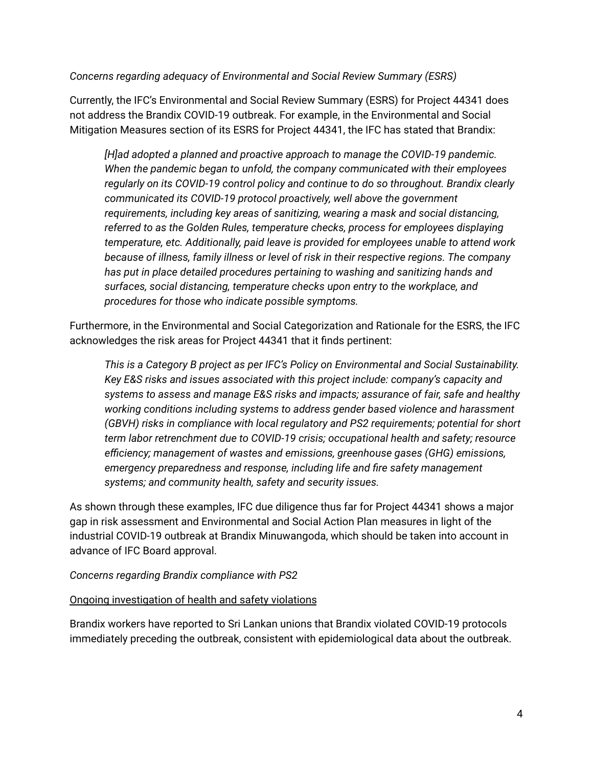*Concerns regarding adequacy of Environmental and Social Review Summary (ESRS)*

Currently, the IFC's Environmental and Social Review Summary (ESRS) for Project 44341 does not address the Brandix COVID-19 outbreak. For example, in the Environmental and Social Mitigation Measures section of its ESRS for Project 44341, the IFC has stated that Brandix:

> *[H]ad adopted a planned and proactive approach to manage the COVID-19 pandemic. When the pandemic began to unfold, the company communicated with their employees regularly on its COVID-19 control policy and continue to do so throughout. Brandix clearly communicated its COVID-19 protocol proactively, well above the government requirements, including key areas of sanitizing, wearing a mask and social distancing, referred to as the Golden Rules, temperature checks, process for employees displaying temperature, etc. Additionally, paid leave is provided for employees unable to attend work because of illness, family illness or level of risk in their respective regions. The company has put in place detailed procedures pertaining to washing and sanitizing hands and surfaces, social distancing, temperature checks upon entry to the workplace, and procedures for those who indicate possible symptoms.*

Furthermore, in the Environmental and Social Categorization and Rationale for the ESRS, the IFC acknowledges the risk areas for Project 44341 that it finds pertinent:

> *This is a Category B project as per IFC's Policy on Environmental and Social Sustainability. Key E&S risks and issues associated with this project include: company's capacity and systems to assess and manage E&S risks and impacts; assurance of fair, safe and healthy working conditions including systems to address gender based violence and harassment (GBVH) risks in compliance with local regulatory and PS2 requirements; potential for short term labor retrenchment due to COVID-19 crisis; occupational health and safety; resource efficiency; management of wastes and emissions, greenhouse gases (GHG) emissions, emergency preparedness and response, including life and fire safety management systems; and community health, safety and security issues.*

As shown through these examples, IFC due diligence thus far for Project 44341 shows a major gap in risk assessment and Environmental and Social Action Plan measures in light of the industrial COVID-19 outbreak at Brandix Minuwangoda, which should be taken into account in advance of IFC Board approval.

*Concerns regarding Brandix compliance with PS2*

<u>Ongoing investigation of health and safety violations</u>

Brandix workers have reported to Sri Lankan unions that Brandix violated COVID-19 protocols immediately preceding the outbreak, consistent with epidemiological data about the outbreak.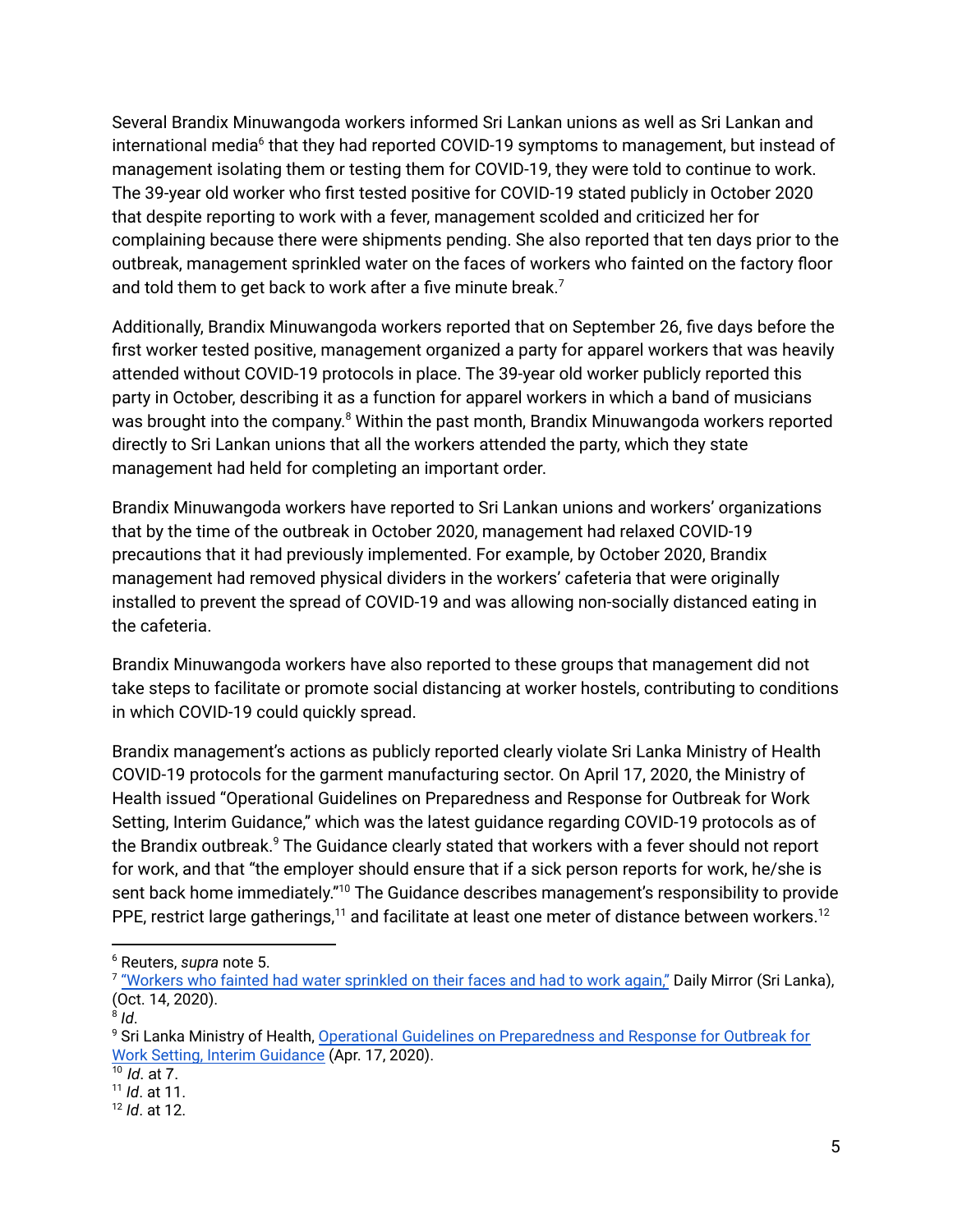Several Brandix Minuwangoda workers informed Sri Lankan unions as well as Sri Lankan and international media[6] that they had reported COVID-19 symptoms to management, but instead of management isolating them or testing them for COVID-19, they were told to continue to work. The 39-year old worker who first tested positive for COVID-19 stated publicly in October 2020 that despite reporting to work with a fever, management scolded and criticized her for complaining because there were shipments pending. She also reported that ten days prior to the outbreak, management sprinkled water on the faces of workers who fainted on the factory floor and told them to get back to work after a five minute break.[7]

Additionally, Brandix Minuwangoda workers reported that on September 26, five days before the first worker tested positive, management organized a party for apparel workers that was heavily attended without COVID-19 protocols in place. The 39-year old worker publicly reported this party in October, describing it as a function for apparel workers in which a band of musicians was brought into the company.[8] Within the past month, Brandix Minuwangoda workers reported directly to Sri Lankan unions that all the workers attended the party, which they state management had held for completing an important order.

Brandix Minuwangoda workers have reported to Sri Lankan unions and workers' organizations that by the time of the outbreak in October 2020, management had relaxed COVID-19 precautions that it had previously implemented. For example, by October 2020, Brandix management had removed physical dividers in the workers' cafeteria that were originally installed to prevent the spread of COVID-19 and was allowing non-socially distanced eating in the cafeteria.

Brandix Minuwangoda workers have also reported to these groups that management did not take steps to facilitate or promote social distancing at worker hostels, contributing to conditions in which COVID-19 could quickly spread.

Brandix management's actions as publicly reported clearly violate Sri Lanka Ministry of Health COVID-19 protocols for the garment manufacturing sector. On April 17, 2020, the Ministry of Health issued "Operational Guidelines on Preparedness and Response for Outbreak for Work Setting, Interim Guidance," which was the latest guidance regarding COVID-19 protocols as of the Brandix outbreak.[9] The Guidance clearly stated that workers with a fever should not report for work, and that "the employer should ensure that if a sick person reports for work, he/she is sent back home immediately."[10] The Guidance describes management's responsibility to provide PPE, restrict large gatherings,[11] and facilitate at least one meter of distance between workers.[12]

---

[6] Reuters, *supra* note 5.

[7] "Workers who fainted had water sprinkled on their faces and had to work again," Daily Mirror (Sri Lanka), (Oct. 14, 2020).

[8] *Id*.

[9] Sri Lanka Ministry of Health, Operational Guidelines on Preparedness and Response for Outbreak for Work Setting, Interim Guidance (Apr. 17, 2020).

[10] *Id*. at 7.

[11] *Id*. at 11.

[12] *Id*. at 12.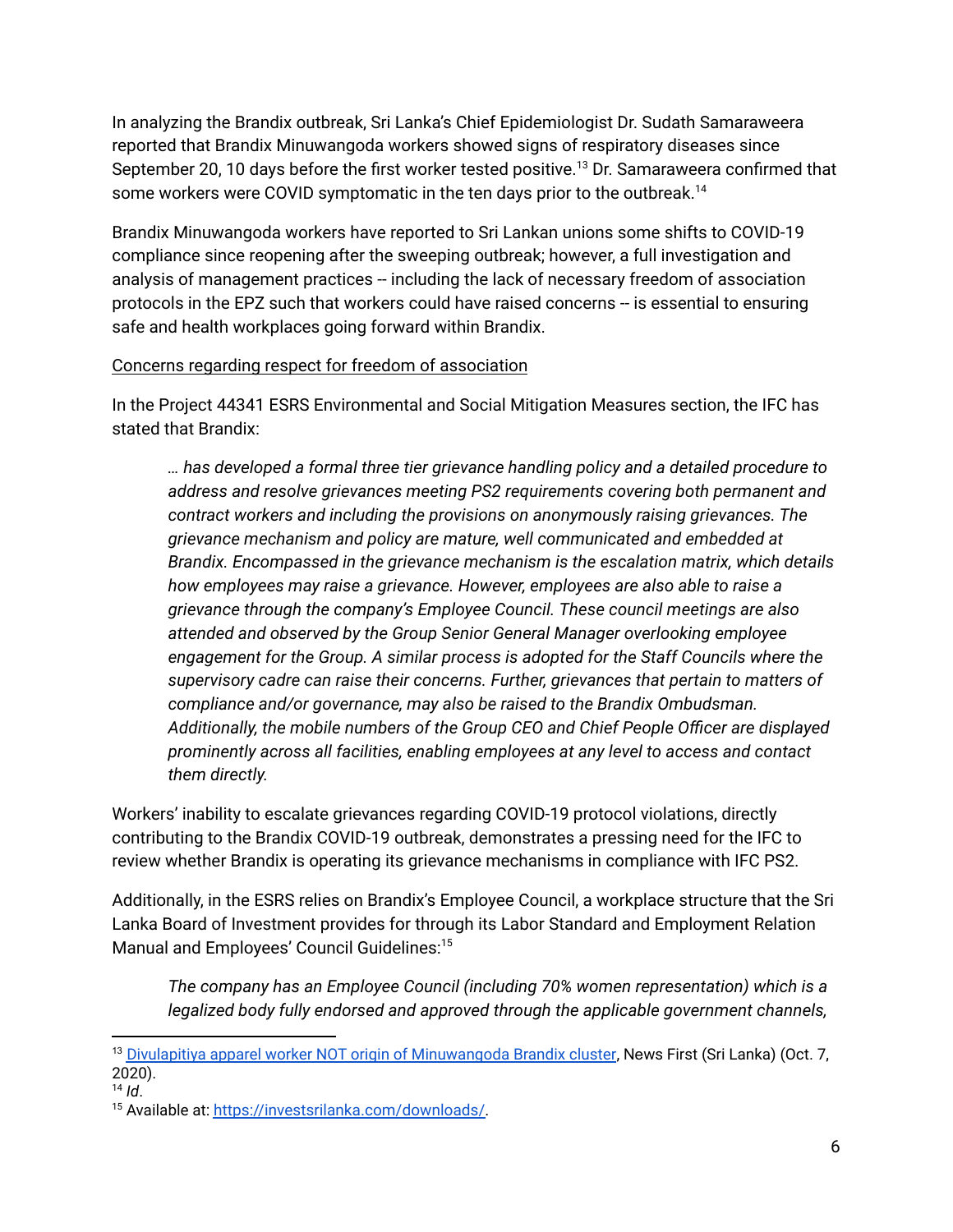In analyzing the Brandix outbreak, Sri Lanka's Chief Epidemiologist Dr. Sudath Samaraweera reported that Brandix Minuwangoda workers showed signs of respiratory diseases since September 20, 10 days before the first worker tested positive.[13] Dr. Samaraweera confirmed that some workers were COVID symptomatic in the ten days prior to the outbreak.[14]

Brandix Minuwangoda workers have reported to Sri Lankan unions some shifts to COVID-19 compliance since reopening after the sweeping outbreak; however, a full investigation and analysis of management practices -- including the lack of necessary freedom of association protocols in the EPZ such that workers could have raised concerns -- is essential to ensuring safe and health workplaces going forward within Brandix.

<u>Concerns regarding respect for freedom of association</u>

In the Project 44341 ESRS Environmental and Social Mitigation Measures section, the IFC has stated that Brandix:

> *… has developed a formal three tier grievance handling policy and a detailed procedure to address and resolve grievances meeting PS2 requirements covering both permanent and contract workers and including the provisions on anonymously raising grievances. The grievance mechanism and policy are mature, well communicated and embedded at Brandix. Encompassed in the grievance mechanism is the escalation matrix, which details how employees may raise a grievance. However, employees are also able to raise a grievance through the company's Employee Council. These council meetings are also attended and observed by the Group Senior General Manager overlooking employee engagement for the Group. A similar process is adopted for the Staff Councils where the supervisory cadre can raise their concerns. Further, grievances that pertain to matters of compliance and/or governance, may also be raised to the Brandix Ombudsman. Additionally, the mobile numbers of the Group CEO and Chief People Officer are displayed prominently across all facilities, enabling employees at any level to access and contact them directly.*

Workers' inability to escalate grievances regarding COVID-19 protocol violations, directly contributing to the Brandix COVID-19 outbreak, demonstrates a pressing need for the IFC to review whether Brandix is operating its grievance mechanisms in compliance with IFC PS2.

Additionally, in the ESRS relies on Brandix's Employee Council, a workplace structure that the Sri Lanka Board of Investment provides for through its Labor Standard and Employment Relation Manual and Employees' Council Guidelines:[15]

> *The company has an Employee Council (including 70% women representation) which is a legalized body fully endorsed and approved through the applicable government channels,*

---

[13] [Divulapitiya apparel worker NOT origin of Minuwangoda Brandix cluster](), News First (Sri Lanka) (Oct. 7, 2020).

[14] *Id*.

[15] Available at: [https://investsrilanka.com/downloads/](https://investsrilanka.com/downloads/).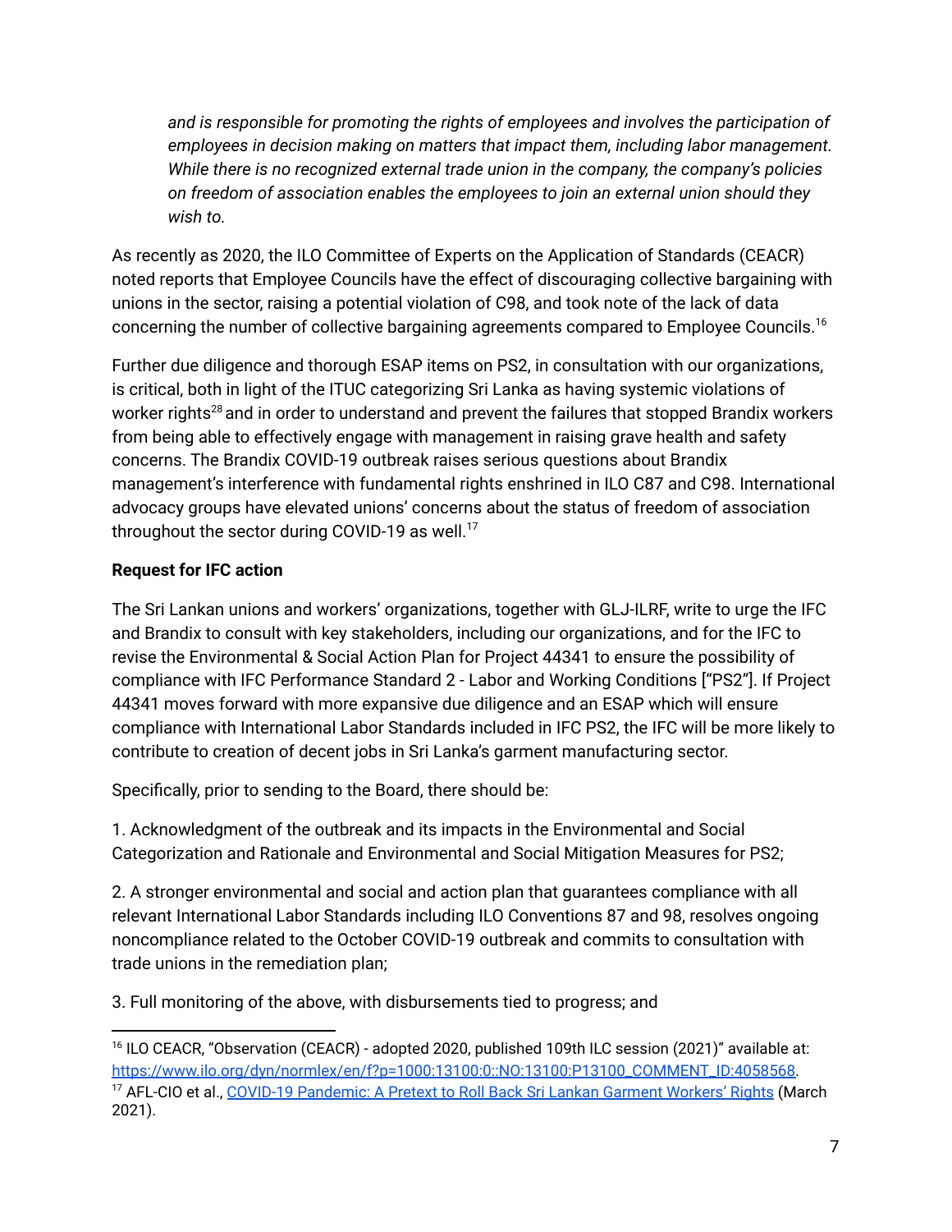*and is responsible for promoting the rights of employees and involves the participation of employees in decision making on matters that impact them, including labor management. While there is no recognized external trade union in the company, the company's policies on freedom of association enables the employees to join an external union should they wish to.*

As recently as 2020, the ILO Committee of Experts on the Application of Standards (CEACR) noted reports that Employee Councils have the effect of discouraging collective bargaining with unions in the sector, raising a potential violation of C98, and took note of the lack of data concerning the number of collective bargaining agreements compared to Employee Councils.[16]

Further due diligence and thorough ESAP items on PS2, in consultation with our organizations, is critical, both in light of the ITUC categorizing Sri Lanka as having systemic violations of worker rights[28] and in order to understand and prevent the failures that stopped Brandix workers from being able to effectively engage with management in raising grave health and safety concerns. The Brandix COVID-19 outbreak raises serious questions about Brandix management's interference with fundamental rights enshrined in ILO C87 and C98. International advocacy groups have elevated unions' concerns about the status of freedom of association throughout the sector during COVID-19 as well.[17]

**Request for IFC action**

The Sri Lankan unions and workers' organizations, together with GLJ-ILRF, write to urge the IFC and Brandix to consult with key stakeholders, including our organizations, and for the IFC to revise the Environmental & Social Action Plan for Project 44341 to ensure the possibility of compliance with IFC Performance Standard 2 - Labor and Working Conditions ["PS2"]. If Project 44341 moves forward with more expansive due diligence and an ESAP which will ensure compliance with International Labor Standards included in IFC PS2, the IFC will be more likely to contribute to creation of decent jobs in Sri Lanka's garment manufacturing sector.

Specifically, prior to sending to the Board, there should be:

1. Acknowledgment of the outbreak and its impacts in the Environmental and Social Categorization and Rationale and Environmental and Social Mitigation Measures for PS2;

2. A stronger environmental and social and action plan that guarantees compliance with all relevant International Labor Standards including ILO Conventions 87 and 98, resolves ongoing noncompliance related to the October COVID-19 outbreak and commits to consultation with trade unions in the remediation plan;

3. Full monitoring of the above, with disbursements tied to progress; and

---

[16] ILO CEACR, "Observation (CEACR) - adopted 2020, published 109th ILC session (2021)" available at: https://www.ilo.org/dyn/normlex/en/f?p=1000:13100:0::NO:13100:P13100_COMMENT_ID:4058568.

[17] AFL-CIO et al., COVID-19 Pandemic: A Pretext to Roll Back Sri Lankan Garment Workers' Rights (March 2021).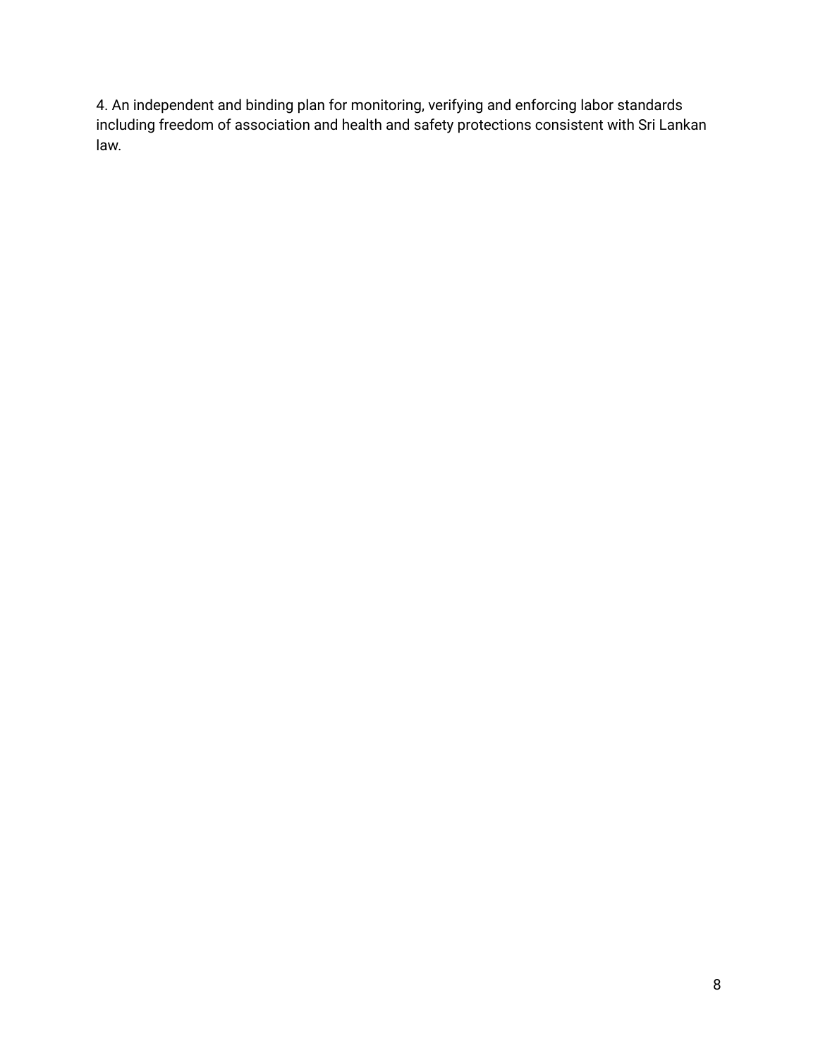4. An independent and binding plan for monitoring, verifying and enforcing labor standards including freedom of association and health and safety protections consistent with Sri Lankan law.